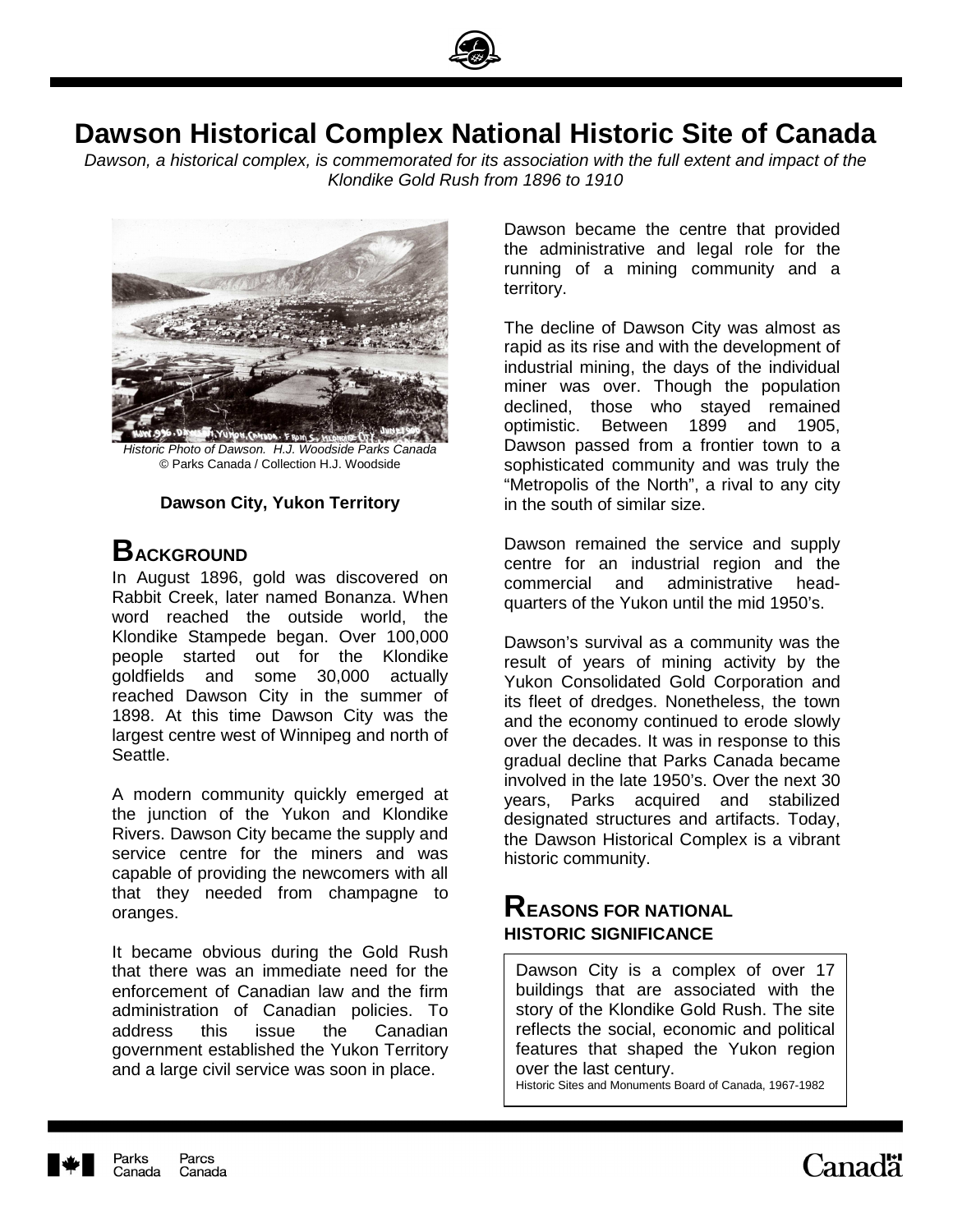# Dawson Historical Complex National Historic Site of Canada

*Dawson, a historical complex, is commemorated for its association with the full extent and impact of the Klondike Gold Rush from 1896 to 1910*

*Historic Photo of Dawson. H.J. Woodside Parks Canada*
© Parks Canada / Collection H.J. Woodside

**Dawson City, Yukon Territory**

## Background

In August 1896, gold was discovered on Rabbit Creek, later named Bonanza. When word reached the outside world, the Klondike Stampede began. Over 100,000 people started out for the Klondike goldfields and some 30,000 actually reached Dawson City in the summer of 1898. At this time Dawson City was the largest centre west of Winnipeg and north of Seattle.

A modern community quickly emerged at the junction of the Yukon and Klondike Rivers. Dawson City became the supply and service centre for the miners and was capable of providing the newcomers with all that they needed from champagne to oranges.

It became obvious during the Gold Rush that there was an immediate need for the enforcement of Canadian law and the firm administration of Canadian policies. To address this issue the Canadian government established the Yukon Territory and a large civil service was soon in place.

Dawson became the centre that provided the administrative and legal role for the running of a mining community and a territory.

The decline of Dawson City was almost as rapid as its rise and with the development of industrial mining, the days of the individual miner was over. Though the population declined, those who stayed remained optimistic. Between 1899 and 1905, Dawson passed from a frontier town to a sophisticated community and was truly the "Metropolis of the North", a rival to any city in the south of similar size.

Dawson remained the service and supply centre for an industrial region and the commercial and administrative head-quarters of the Yukon until the mid 1950's.

Dawson's survival as a community was the result of years of mining activity by the Yukon Consolidated Gold Corporation and its fleet of dredges. Nonetheless, the town and the economy continued to erode slowly over the decades. It was in response to this gradual decline that Parks Canada became involved in the late 1950's. Over the next 30 years, Parks acquired and stabilized designated structures and artifacts. Today, the Dawson Historical Complex is a vibrant historic community.

## Reasons for National Historic Significance

Dawson City is a complex of over 17 buildings that are associated with the story of the Klondike Gold Rush. The site reflects the social, economic and political features that shaped the Yukon region over the last century.

Historic Sites and Monuments Board of Canada, 1967-1982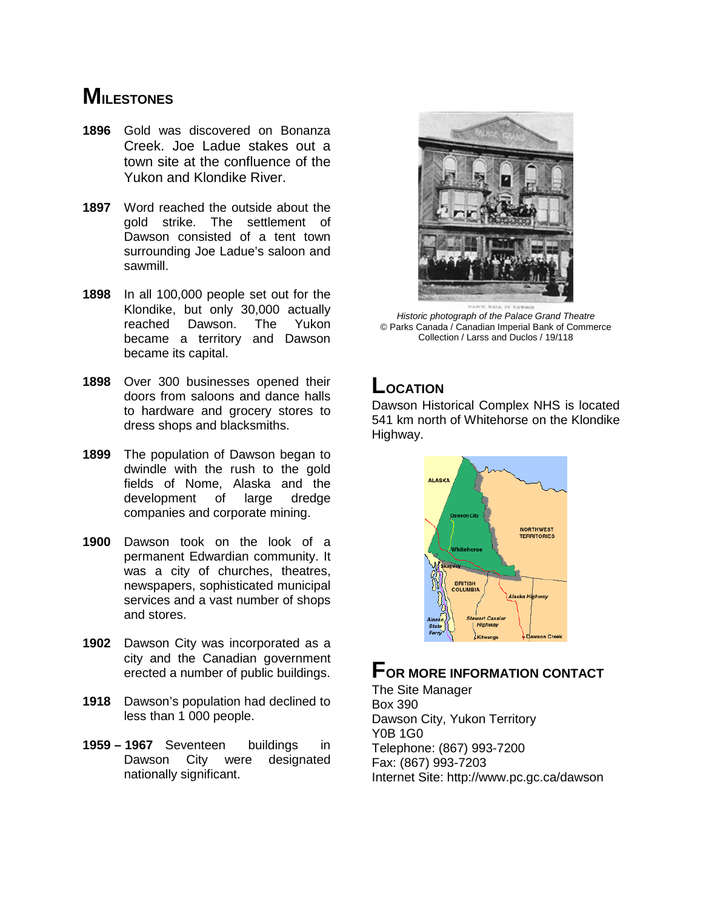## Milestones

**1896** Gold was discovered on Bonanza Creek. Joe Ladue stakes out a town site at the confluence of the Yukon and Klondike River.

**1897** Word reached the outside about the gold strike. The settlement of Dawson consisted of a tent town surrounding Joe Ladue's saloon and sawmill.

**1898** In all 100,000 people set out for the Klondike, but only 30,000 actually reached Dawson. The Yukon became a territory and Dawson became its capital.

**1898** Over 300 businesses opened their doors from saloons and dance halls to hardware and grocery stores to dress shops and blacksmiths.

**1899** The population of Dawson began to dwindle with the rush to the gold fields of Nome, Alaska and the development of large dredge companies and corporate mining.

**1900** Dawson took on the look of a permanent Edwardian community. It was a city of churches, theatres, newspapers, sophisticated municipal services and a vast number of shops and stores.

**1902** Dawson City was incorporated as a city and the Canadian government erected a number of public buildings.

**1918** Dawson's population had declined to less than 1 000 people.

**1959 – 1967** Seventeen buildings in Dawson City were designated nationally significant.

*Historic photograph of the Palace Grand Theatre*
© Parks Canada / Canadian Imperial Bank of Commerce Collection / Larss and Duclos / 19/118

## Location

Dawson Historical Complex NHS is located 541 km north of Whitehorse on the Klondike Highway.

ALASKA
Dawson City
NORTHWEST TERRITORIES
Whitehorse
Skagway
BRITISH COLUMBIA
Alaska Highway
Alaska State Ferry
Stewart Cassiar Highway
Kitwanga
Dawson Creek

## For More Information Contact

The Site Manager
Box 390
Dawson City, Yukon Territory
Y0B 1G0
Telephone: (867) 993-7200
Fax: (867) 993-7203
Internet Site: http://www.pc.gc.ca/dawson